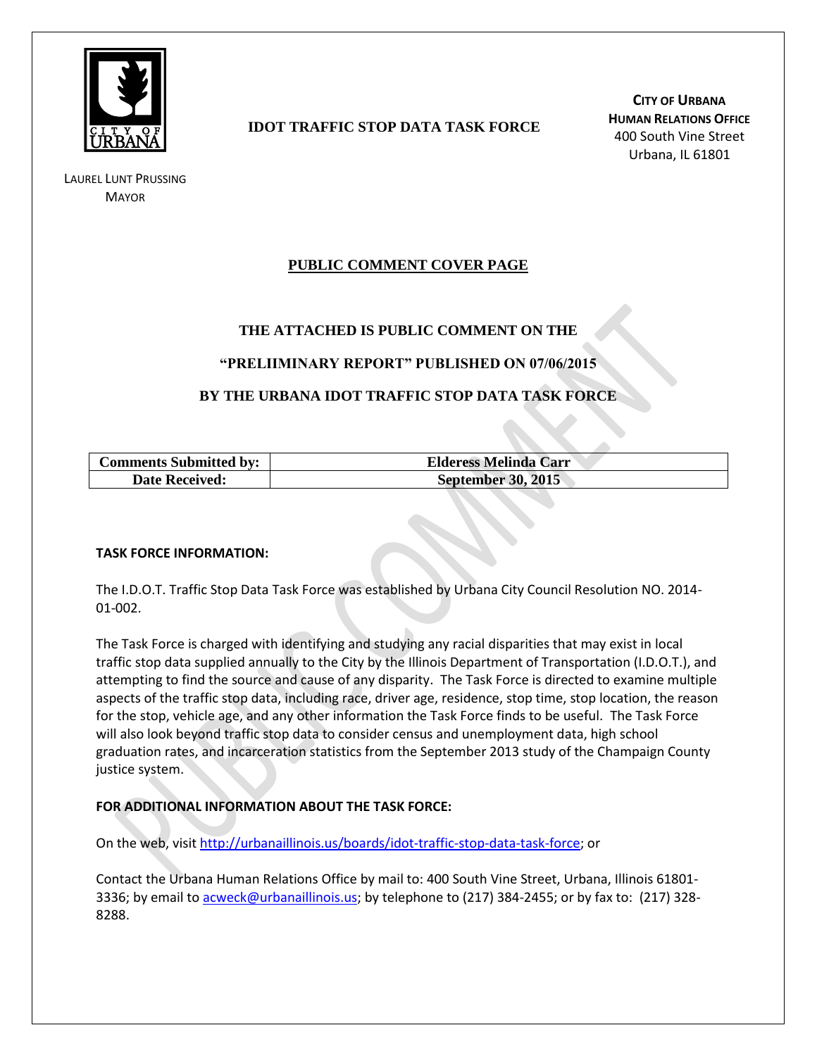**IDOT TRAFFIC STOP DATA TASK FORCE**

**CITY OF URBANA**
**HUMAN RELATIONS OFFICE**
400 South Vine Street
Urbana, IL 61801

LAUREL LUNT PRUSSING
MAYOR

# PUBLIC COMMENT COVER PAGE

## THE ATTACHED IS PUBLIC COMMENT ON THE "PRELIIMINARY REPORT" PUBLISHED ON 07/06/2015 BY THE URBANA IDOT TRAFFIC STOP DATA TASK FORCE

| | |
|---|---|
| **Comments Submitted by:** | **Elderess Melinda Carr** |
| **Date Received:** | **September 30, 2015** |

**TASK FORCE INFORMATION:**

The I.D.O.T. Traffic Stop Data Task Force was established by Urbana City Council Resolution NO. 2014-01-002.

The Task Force is charged with identifying and studying any racial disparities that may exist in local traffic stop data supplied annually to the City by the Illinois Department of Transportation (I.D.O.T.), and attempting to find the source and cause of any disparity. The Task Force is directed to examine multiple aspects of the traffic stop data, including race, driver age, residence, stop time, stop location, the reason for the stop, vehicle age, and any other information the Task Force finds to be useful. The Task Force will also look beyond traffic stop data to consider census and unemployment data, high school graduation rates, and incarceration statistics from the September 2013 study of the Champaign County justice system.

**FOR ADDITIONAL INFORMATION ABOUT THE TASK FORCE:**

On the web, visit http://urbanaillinois.us/boards/idot-traffic-stop-data-task-force; or

Contact the Urbana Human Relations Office by mail to: 400 South Vine Street, Urbana, Illinois 61801-3336; by email to acweck@urbanaillinois.us; by telephone to (217) 384-2455; or by fax to: (217) 328-8288.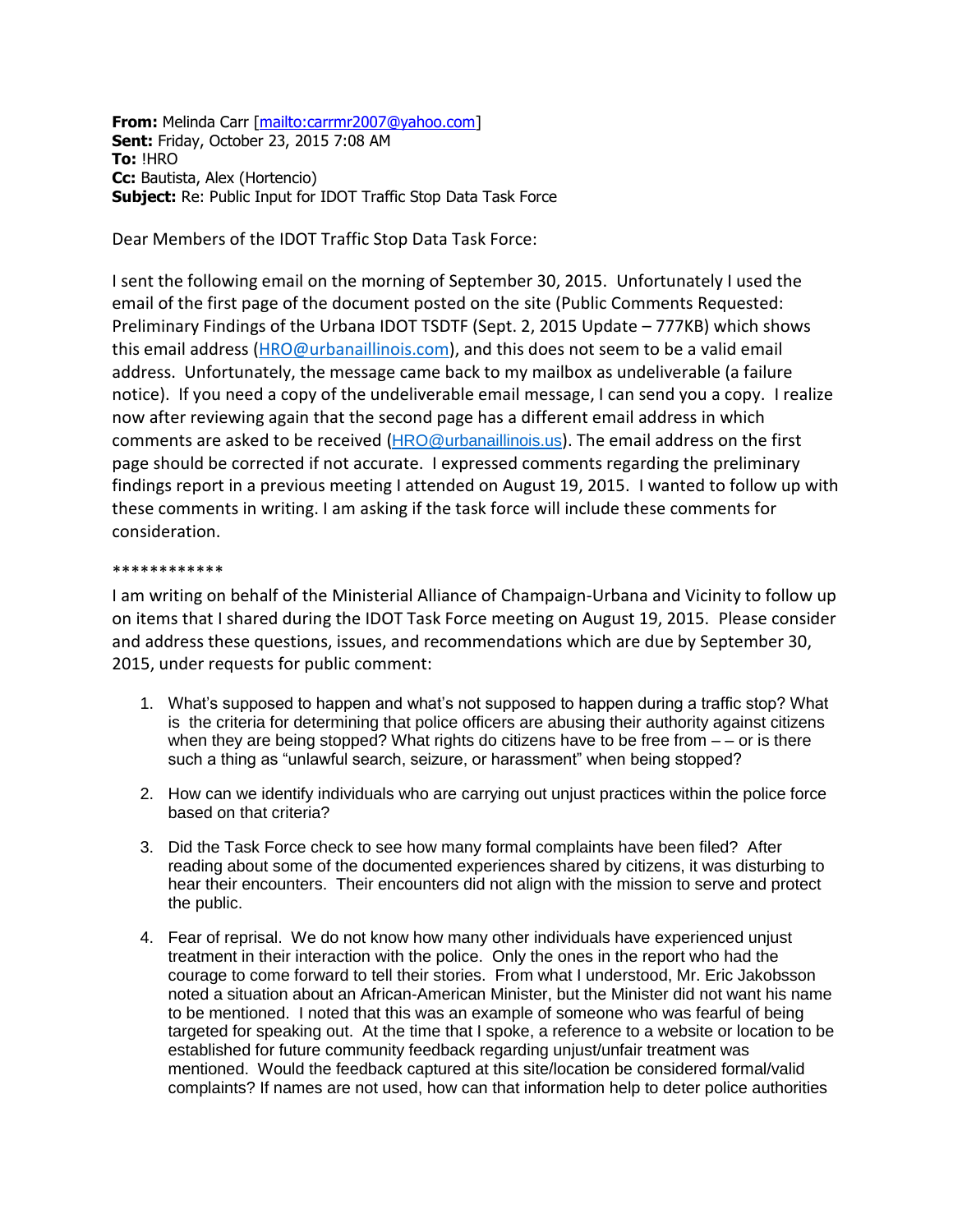**From:** Melinda Carr [mailto:carrmr2007@yahoo.com]
**Sent:** Friday, October 23, 2015 7:08 AM
**To:** !HRO
**Cc:** Bautista, Alex (Hortencio)
**Subject:** Re: Public Input for IDOT Traffic Stop Data Task Force

Dear Members of the IDOT Traffic Stop Data Task Force:

I sent the following email on the morning of September 30, 2015. Unfortunately I used the email of the first page of the document posted on the site (Public Comments Requested: Preliminary Findings of the Urbana IDOT TSDTF (Sept. 2, 2015 Update – 777KB) which shows this email address (HRO@urbanaillinois.com), and this does not seem to be a valid email address. Unfortunately, the message came back to my mailbox as undeliverable (a failure notice). If you need a copy of the undeliverable email message, I can send you a copy. I realize now after reviewing again that the second page has a different email address in which comments are asked to be received (HRO@urbanaillinois.us). The email address on the first page should be corrected if not accurate. I expressed comments regarding the preliminary findings report in a previous meeting I attended on August 19, 2015. I wanted to follow up with these comments in writing. I am asking if the task force will include these comments for consideration.

************

I am writing on behalf of the Ministerial Alliance of Champaign-Urbana and Vicinity to follow up on items that I shared during the IDOT Task Force meeting on August 19, 2015. Please consider and address these questions, issues, and recommendations which are due by September 30, 2015, under requests for public comment:

1. What's supposed to happen and what's not supposed to happen during a traffic stop? What is the criteria for determining that police officers are abusing their authority against citizens when they are being stopped? What rights do citizens have to be free from – – or is there such a thing as "unlawful search, seizure, or harassment" when being stopped?

2. How can we identify individuals who are carrying out unjust practices within the police force based on that criteria?

3. Did the Task Force check to see how many formal complaints have been filed? After reading about some of the documented experiences shared by citizens, it was disturbing to hear their encounters. Their encounters did not align with the mission to serve and protect the public.

4. Fear of reprisal. We do not know how many other individuals have experienced unjust treatment in their interaction with the police. Only the ones in the report who had the courage to come forward to tell their stories. From what I understood, Mr. Eric Jakobsson noted a situation about an African-American Minister, but the Minister did not want his name to be mentioned. I noted that this was an example of someone who was fearful of being targeted for speaking out. At the time that I spoke, a reference to a website or location to be established for future community feedback regarding unjust/unfair treatment was mentioned. Would the feedback captured at this site/location be considered formal/valid complaints? If names are not used, how can that information help to deter police authorities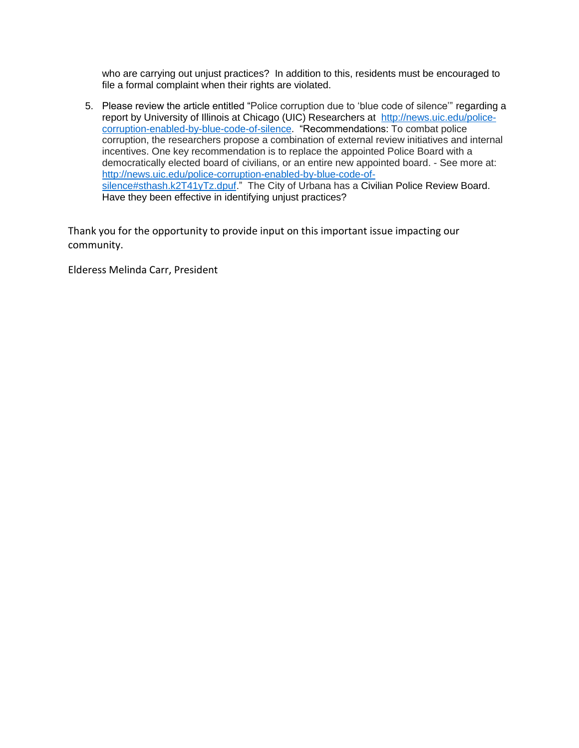who are carrying out unjust practices? In addition to this, residents must be encouraged to file a formal complaint when their rights are violated.

5. Please review the article entitled "Police corruption due to 'blue code of silence'" regarding a report by University of Illinois at Chicago (UIC) Researchers at [http://news.uic.edu/police-corruption-enabled-by-blue-code-of-silence](http://news.uic.edu/police-corruption-enabled-by-blue-code-of-silence). "Recommendations: To combat police corruption, the researchers propose a combination of external review initiatives and internal incentives. One key recommendation is to replace the appointed Police Board with a democratically elected board of civilians, or an entire new appointed board. - See more at: [http://news.uic.edu/police-corruption-enabled-by-blue-code-of-silence#sthash.k2T41yTz.dpuf](http://news.uic.edu/police-corruption-enabled-by-blue-code-of-silence#sthash.k2T41yTz.dpuf)." The City of Urbana has a Civilian Police Review Board. Have they been effective in identifying unjust practices?

Thank you for the opportunity to provide input on this important issue impacting our community.

Elderess Melinda Carr, President